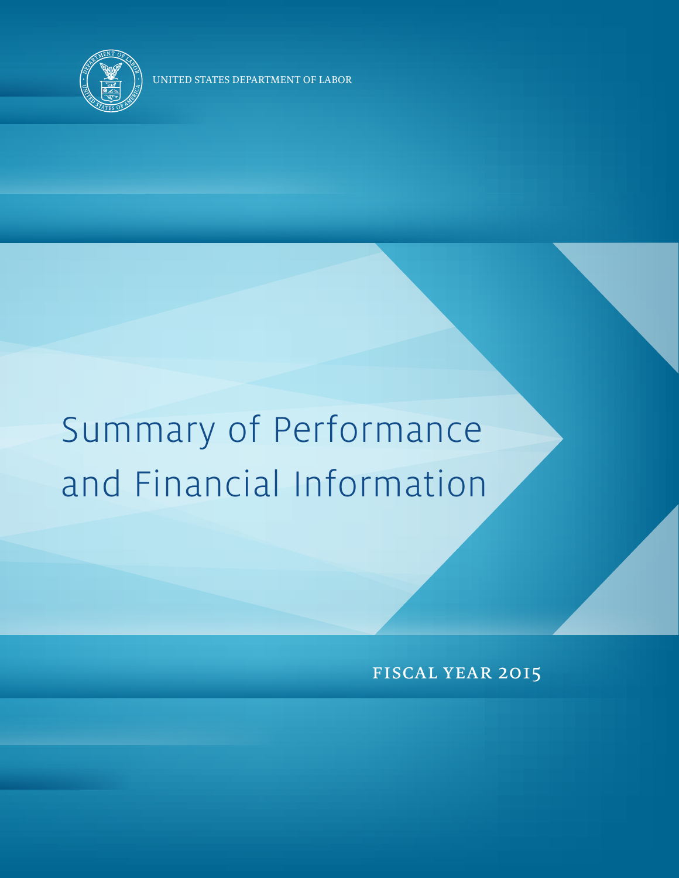UNITED STATES DEPARTMENT OF LABOR

# Summary of Performance and Financial Information

FISCAL YEAR 2015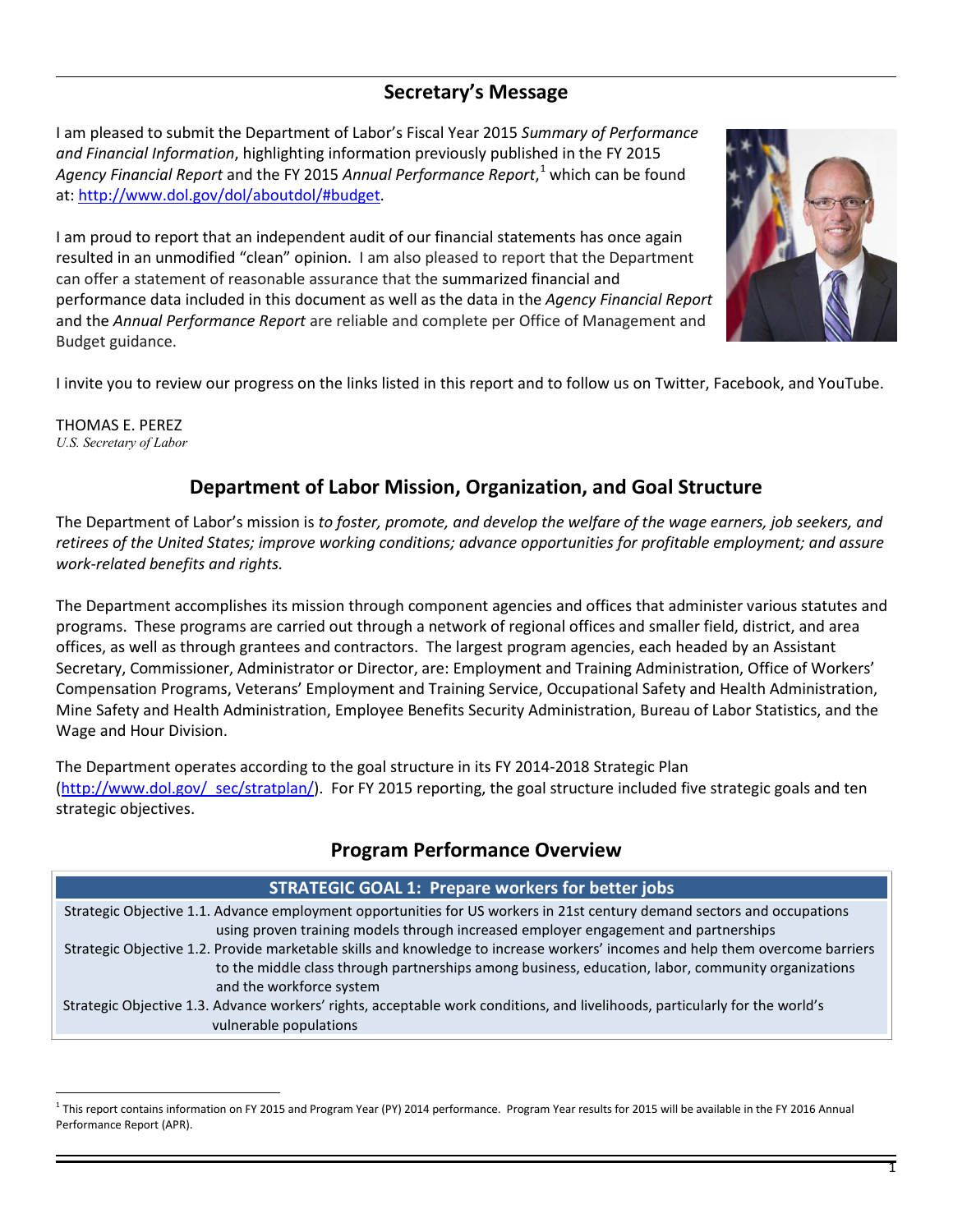## Secretary's Message

I am pleased to submit the Department of Labor's Fiscal Year 2015 *Summary of Performance and Financial Information*, highlighting information previously published in the FY 2015 *Agency Financial Report* and the FY 2015 *Annual Performance Report*,[1] which can be found at: http://www.dol.gov/dol/aboutdol/#budget.

I am proud to report that an independent audit of our financial statements has once again resulted in an unmodified "clean" opinion. I am also pleased to report that the Department can offer a statement of reasonable assurance that the summarized financial and performance data included in this document as well as the data in the *Agency Financial Report* and the *Annual Performance Report* are reliable and complete per Office of Management and Budget guidance.

I invite you to review our progress on the links listed in this report and to follow us on Twitter, Facebook, and YouTube.

THOMAS E. PEREZ
*U.S. Secretary of Labor*

## Department of Labor Mission, Organization, and Goal Structure

The Department of Labor's mission is *to foster, promote, and develop the welfare of the wage earners, job seekers, and retirees of the United States; improve working conditions; advance opportunities for profitable employment; and assure work-related benefits and rights.*

The Department accomplishes its mission through component agencies and offices that administer various statutes and programs. These programs are carried out through a network of regional offices and smaller field, district, and area offices, as well as through grantees and contractors. The largest program agencies, each headed by an Assistant Secretary, Commissioner, Administrator or Director, are: Employment and Training Administration, Office of Workers' Compensation Programs, Veterans' Employment and Training Service, Occupational Safety and Health Administration, Mine Safety and Health Administration, Employee Benefits Security Administration, Bureau of Labor Statistics, and the Wage and Hour Division.

The Department operates according to the goal structure in its FY 2014-2018 Strategic Plan (http://www.dol.gov/_sec/stratplan/). For FY 2015 reporting, the goal structure included five strategic goals and ten strategic objectives.

## Program Performance Overview

| STRATEGIC GOAL 1: Prepare workers for better jobs |
|---|
| Strategic Objective 1.1. Advance employment opportunities for US workers in 21st century demand sectors and occupations using proven training models through increased employer engagement and partnerships |
| Strategic Objective 1.2. Provide marketable skills and knowledge to increase workers' incomes and help them overcome barriers to the middle class through partnerships among business, education, labor, community organizations and the workforce system |
| Strategic Objective 1.3. Advance workers' rights, acceptable work conditions, and livelihoods, particularly for the world's vulnerable populations |

[1] This report contains information on FY 2015 and Program Year (PY) 2014 performance. Program Year results for 2015 will be available in the FY 2016 Annual Performance Report (APR).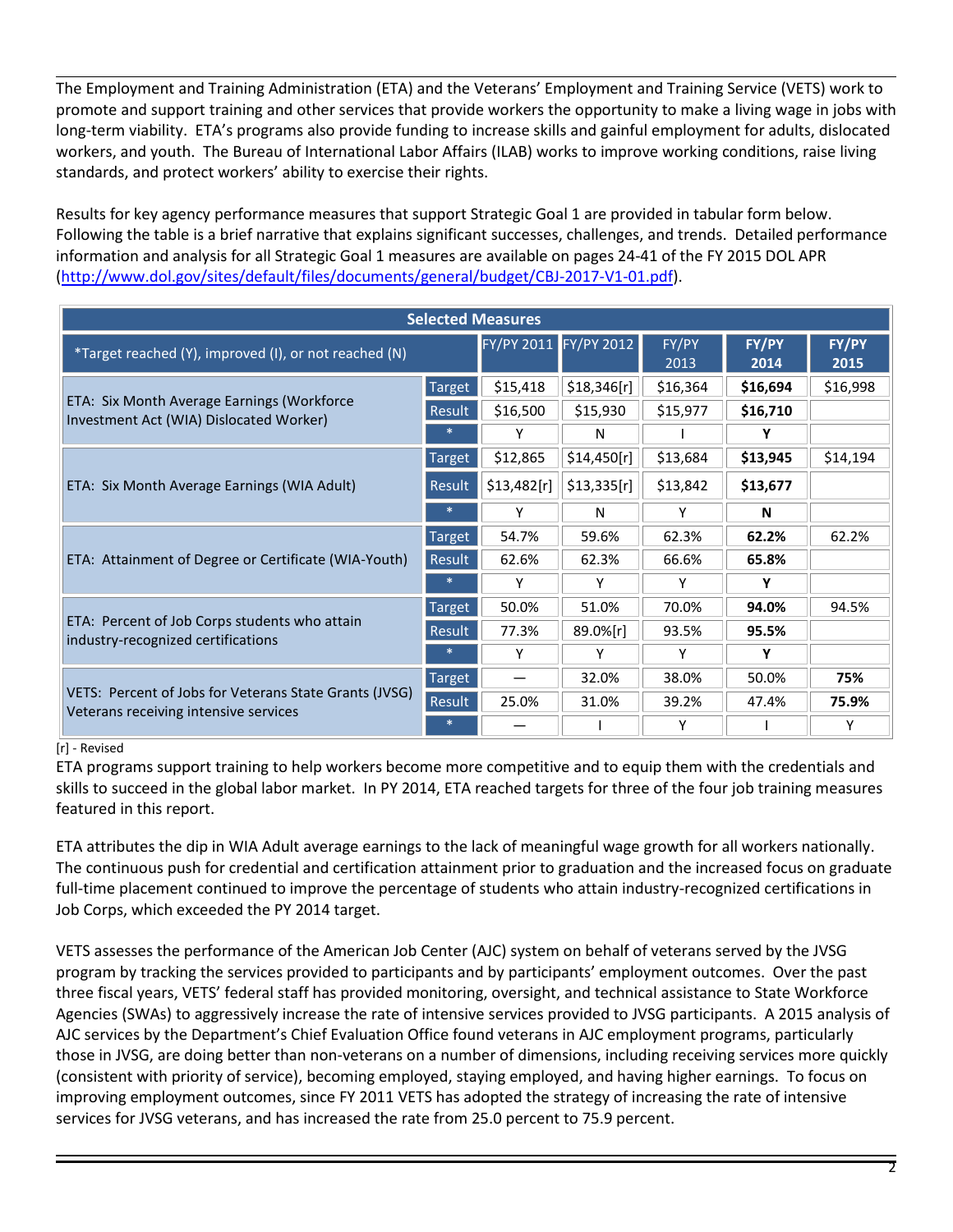The Employment and Training Administration (ETA) and the Veterans' Employment and Training Service (VETS) work to promote and support training and other services that provide workers the opportunity to make a living wage in jobs with long-term viability. ETA's programs also provide funding to increase skills and gainful employment for adults, dislocated workers, and youth. The Bureau of International Labor Affairs (ILAB) works to improve working conditions, raise living standards, and protect workers' ability to exercise their rights.

Results for key agency performance measures that support Strategic Goal 1 are provided in tabular form below. Following the table is a brief narrative that explains significant successes, challenges, and trends. Detailed performance information and analysis for all Strategic Goal 1 measures are available on pages 24-41 of the FY 2015 DOL APR (http://www.dol.gov/sites/default/files/documents/general/budget/CBJ-2017-V1-01.pdf).

| Selected Measures | | | | | | |
|---|---|---|---|---|---|---|
| *Target reached (Y), improved (I), or not reached (N) | | FY/PY 2011 | FY/PY 2012 | FY/PY 2013 | **FY/PY 2014** | **FY/PY 2015** |
| ETA: Six Month Average Earnings (Workforce Investment Act (WIA) Dislocated Worker) | Target | $15,418 | $18,346[r] | $16,364 | **$16,694** | $16,998 |
| | Result | $16,500 | $15,930 | $15,977 | **$16,710** | |
| | * | Y | N | I | **Y** | |
| ETA: Six Month Average Earnings (WIA Adult) | Target | $12,865 | $14,450[r] | $13,684 | **$13,945** | $14,194 |
| | Result | $13,482[r] | $13,335[r] | $13,842 | **$13,677** | |
| | * | Y | N | Y | **N** | |
| ETA: Attainment of Degree or Certificate (WIA-Youth) | Target | 54.7% | 59.6% | 62.3% | **62.2%** | 62.2% |
| | Result | 62.6% | 62.3% | 66.6% | **65.8%** | |
| | * | Y | Y | Y | **Y** | |
| ETA: Percent of Job Corps students who attain industry-recognized certifications | Target | 50.0% | 51.0% | 70.0% | **94.0%** | 94.5% |
| | Result | 77.3% | 89.0%[r] | 93.5% | **95.5%** | |
| | * | Y | Y | Y | **Y** | |
| VETS: Percent of Jobs for Veterans State Grants (JVSG) Veterans receiving intensive services | Target | — | 32.0% | 38.0% | 50.0% | **75%** |
| | Result | 25.0% | 31.0% | 39.2% | 47.4% | **75.9%** |
| | * | — | I | Y | I | Y |

[r] - Revised

ETA programs support training to help workers become more competitive and to equip them with the credentials and skills to succeed in the global labor market. In PY 2014, ETA reached targets for three of the four job training measures featured in this report.

ETA attributes the dip in WIA Adult average earnings to the lack of meaningful wage growth for all workers nationally. The continuous push for credential and certification attainment prior to graduation and the increased focus on graduate full-time placement continued to improve the percentage of students who attain industry-recognized certifications in Job Corps, which exceeded the PY 2014 target.

VETS assesses the performance of the American Job Center (AJC) system on behalf of veterans served by the JVSG program by tracking the services provided to participants and by participants' employment outcomes. Over the past three fiscal years, VETS' federal staff has provided monitoring, oversight, and technical assistance to State Workforce Agencies (SWAs) to aggressively increase the rate of intensive services provided to JVSG participants. A 2015 analysis of AJC services by the Department's Chief Evaluation Office found veterans in AJC employment programs, particularly those in JVSG, are doing better than non-veterans on a number of dimensions, including receiving services more quickly (consistent with priority of service), becoming employed, staying employed, and having higher earnings. To focus on improving employment outcomes, since FY 2011 VETS has adopted the strategy of increasing the rate of intensive services for JVSG veterans, and has increased the rate from 25.0 percent to 75.9 percent.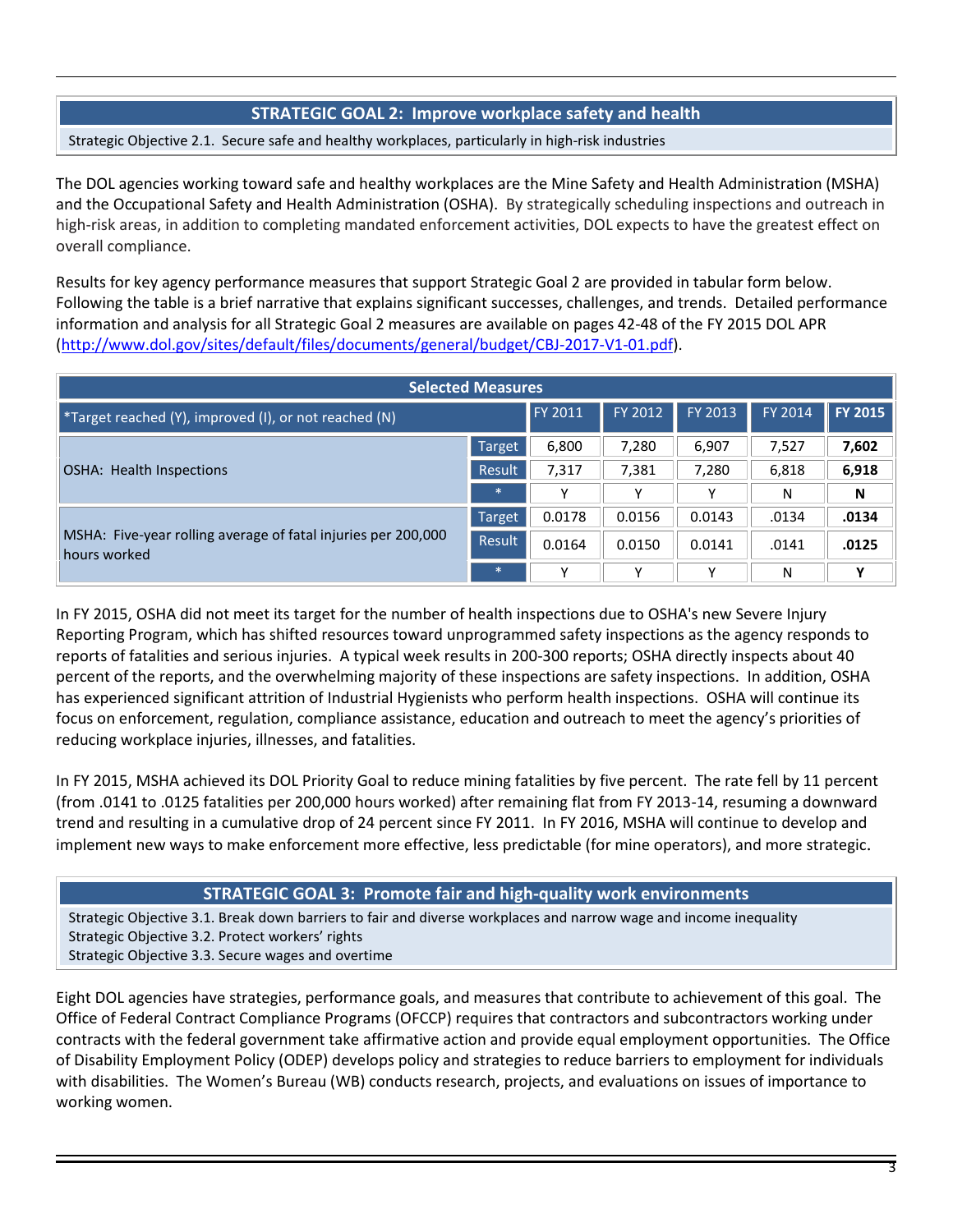## STRATEGIC GOAL 2: Improve workplace safety and health

Strategic Objective 2.1. Secure safe and healthy workplaces, particularly in high-risk industries

The DOL agencies working toward safe and healthy workplaces are the Mine Safety and Health Administration (MSHA) and the Occupational Safety and Health Administration (OSHA). By strategically scheduling inspections and outreach in high-risk areas, in addition to completing mandated enforcement activities, DOL expects to have the greatest effect on overall compliance.

Results for key agency performance measures that support Strategic Goal 2 are provided in tabular form below. Following the table is a brief narrative that explains significant successes, challenges, and trends. Detailed performance information and analysis for all Strategic Goal 2 measures are available on pages 42-48 of the FY 2015 DOL APR (http://www.dol.gov/sites/default/files/documents/general/budget/CBJ-2017-V1-01.pdf).

| Selected Measures | | | | | | |
|---|---|---|---|---|---|---|
| *Target reached (Y), improved (I), or not reached (N) | | FY 2011 | FY 2012 | FY 2013 | FY 2014 | **FY 2015** |
| OSHA: Health Inspections | Target | 6,800 | 7,280 | 6,907 | 7,527 | **7,602** |
| | Result | 7,317 | 7,381 | 7,280 | 6,818 | **6,918** |
| | * | Y | Y | Y | N | **N** |
| MSHA: Five-year rolling average of fatal injuries per 200,000 hours worked | Target | 0.0178 | 0.0156 | 0.0143 | .0134 | **.0134** |
| | Result | 0.0164 | 0.0150 | 0.0141 | .0141 | **.0125** |
| | * | Y | Y | Y | N | **Y** |

In FY 2015, OSHA did not meet its target for the number of health inspections due to OSHA's new Severe Injury Reporting Program, which has shifted resources toward unprogrammed safety inspections as the agency responds to reports of fatalities and serious injuries. A typical week results in 200-300 reports; OSHA directly inspects about 40 percent of the reports, and the overwhelming majority of these inspections are safety inspections. In addition, OSHA has experienced significant attrition of Industrial Hygienists who perform health inspections. OSHA will continue its focus on enforcement, regulation, compliance assistance, education and outreach to meet the agency's priorities of reducing workplace injuries, illnesses, and fatalities.

In FY 2015, MSHA achieved its DOL Priority Goal to reduce mining fatalities by five percent. The rate fell by 11 percent (from .0141 to .0125 fatalities per 200,000 hours worked) after remaining flat from FY 2013-14, resuming a downward trend and resulting in a cumulative drop of 24 percent since FY 2011. In FY 2016, MSHA will continue to develop and implement new ways to make enforcement more effective, less predictable (for mine operators), and more strategic.

## STRATEGIC GOAL 3: Promote fair and high-quality work environments

Strategic Objective 3.1. Break down barriers to fair and diverse workplaces and narrow wage and income inequality
Strategic Objective 3.2. Protect workers' rights
Strategic Objective 3.3. Secure wages and overtime

Eight DOL agencies have strategies, performance goals, and measures that contribute to achievement of this goal. The Office of Federal Contract Compliance Programs (OFCCP) requires that contractors and subcontractors working under contracts with the federal government take affirmative action and provide equal employment opportunities. The Office of Disability Employment Policy (ODEP) develops policy and strategies to reduce barriers to employment for individuals with disabilities. The Women's Bureau (WB) conducts research, projects, and evaluations on issues of importance to working women.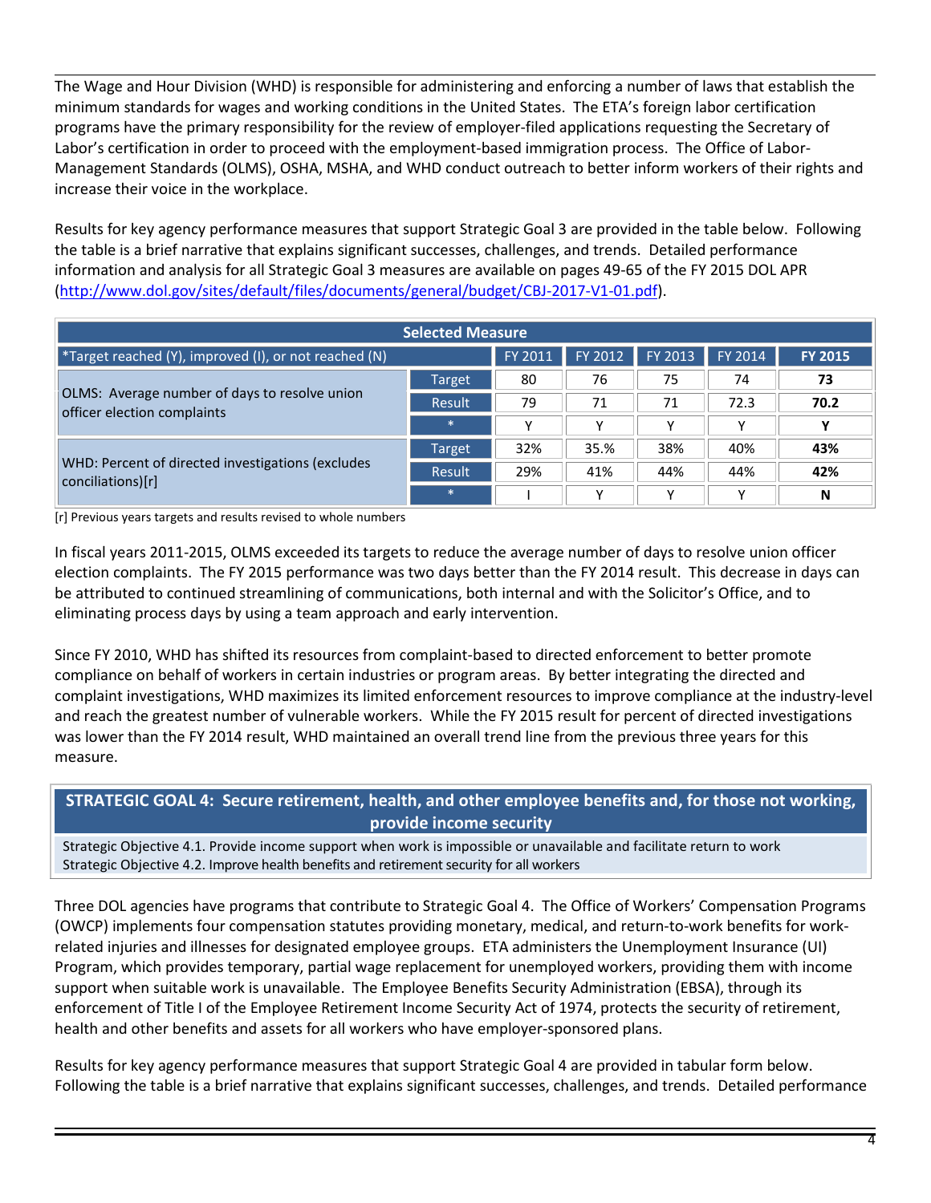The Wage and Hour Division (WHD) is responsible for administering and enforcing a number of laws that establish the minimum standards for wages and working conditions in the United States. The ETA's foreign labor certification programs have the primary responsibility for the review of employer-filed applications requesting the Secretary of Labor's certification in order to proceed with the employment-based immigration process. The Office of Labor-Management Standards (OLMS), OSHA, MSHA, and WHD conduct outreach to better inform workers of their rights and increase their voice in the workplace.

Results for key agency performance measures that support Strategic Goal 3 are provided in the table below. Following the table is a brief narrative that explains significant successes, challenges, and trends. Detailed performance information and analysis for all Strategic Goal 3 measures are available on pages 49-65 of the FY 2015 DOL APR (http://www.dol.gov/sites/default/files/documents/general/budget/CBJ-2017-V1-01.pdf).

| Selected Measure | | | | | | |
|---|---|---|---|---|---|---|
| *Target reached (Y), improved (I), or not reached (N) | | FY 2011 | FY 2012 | FY 2013 | FY 2014 | **FY 2015** |
| OLMS: Average number of days to resolve union officer election complaints | Target | 80 | 76 | 75 | 74 | **73** |
| | Result | 79 | 71 | 71 | 72.3 | **70.2** |
| | * | Y | Y | Y | Y | **Y** |
| WHD: Percent of directed investigations (excludes conciliations)[r] | Target | 32% | 35.% | 38% | 40% | **43%** |
| | Result | 29% | 41% | 44% | 44% | **42%** |
| | * | I | Y | Y | Y | **N** |

[r] Previous years targets and results revised to whole numbers

In fiscal years 2011-2015, OLMS exceeded its targets to reduce the average number of days to resolve union officer election complaints. The FY 2015 performance was two days better than the FY 2014 result. This decrease in days can be attributed to continued streamlining of communications, both internal and with the Solicitor's Office, and to eliminating process days by using a team approach and early intervention.

Since FY 2010, WHD has shifted its resources from complaint-based to directed enforcement to better promote compliance on behalf of workers in certain industries or program areas. By better integrating the directed and complaint investigations, WHD maximizes its limited enforcement resources to improve compliance at the industry-level and reach the greatest number of vulnerable workers. While the FY 2015 result for percent of directed investigations was lower than the FY 2014 result, WHD maintained an overall trend line from the previous three years for this measure.

## STRATEGIC GOAL 4: Secure retirement, health, and other employee benefits and, for those not working, provide income security

Strategic Objective 4.1. Provide income support when work is impossible or unavailable and facilitate return to work
Strategic Objective 4.2. Improve health benefits and retirement security for all workers

Three DOL agencies have programs that contribute to Strategic Goal 4. The Office of Workers' Compensation Programs (OWCP) implements four compensation statutes providing monetary, medical, and return-to-work benefits for work-related injuries and illnesses for designated employee groups. ETA administers the Unemployment Insurance (UI) Program, which provides temporary, partial wage replacement for unemployed workers, providing them with income support when suitable work is unavailable. The Employee Benefits Security Administration (EBSA), through its enforcement of Title I of the Employee Retirement Income Security Act of 1974, protects the security of retirement, health and other benefits and assets for all workers who have employer-sponsored plans.

Results for key agency performance measures that support Strategic Goal 4 are provided in tabular form below. Following the table is a brief narrative that explains significant successes, challenges, and trends. Detailed performance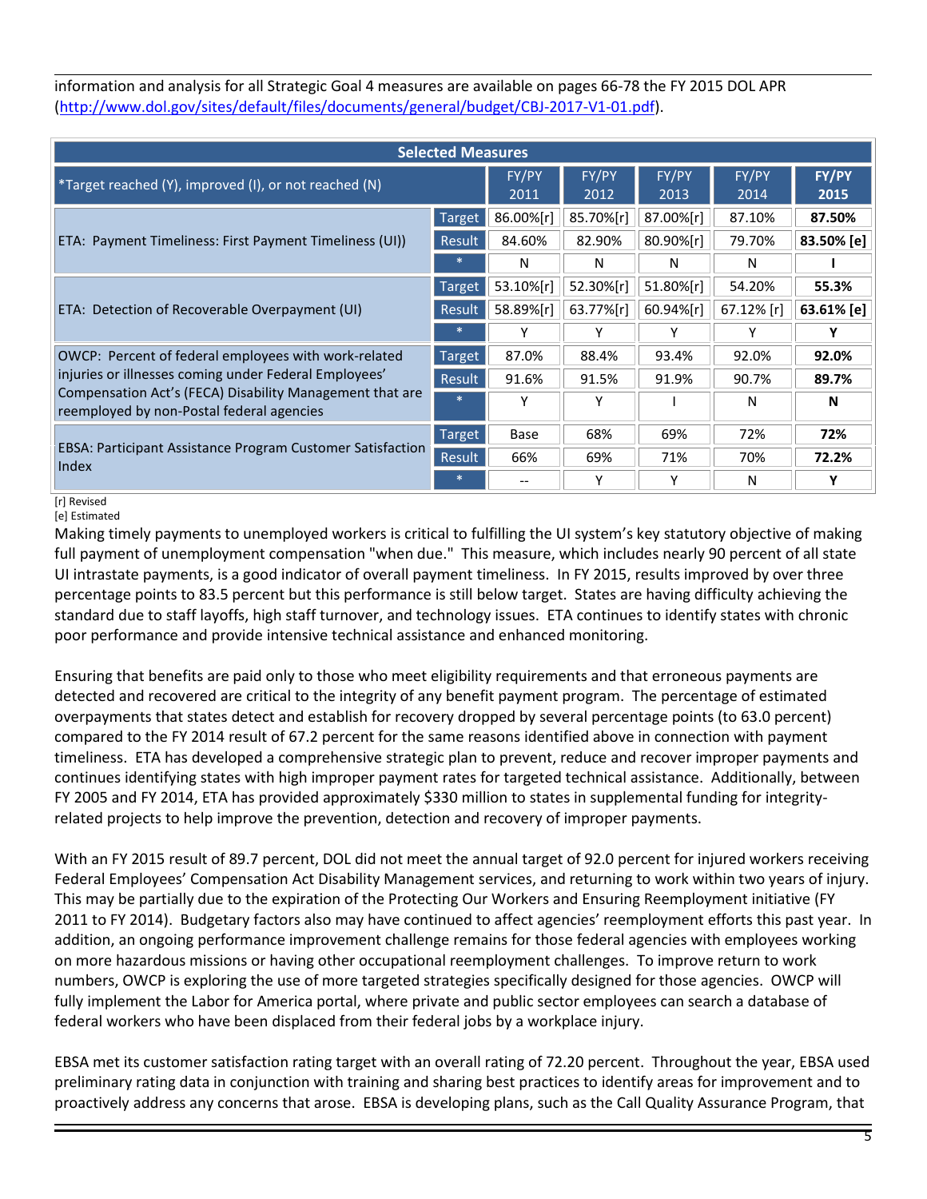information and analysis for all Strategic Goal 4 measures are available on pages 66-78 the FY 2015 DOL APR (http://www.dol.gov/sites/default/files/documents/general/budget/CBJ-2017-V1-01.pdf).

| Selected Measures | | | | | | |
|---|---|---|---|---|---|---|
| *Target reached (Y), improved (I), or not reached (N) | | FY/PY 2011 | FY/PY 2012 | FY/PY 2013 | FY/PY 2014 | **FY/PY 2015** |
| ETA: Payment Timeliness: First Payment Timeliness (UI)) | Target | 86.00%[r] | 85.70%[r] | 87.00%[r] | 87.10% | **87.50%** |
| | Result | 84.60% | 82.90% | 80.90%[r] | 79.70% | **83.50% [e]** |
| | * | N | N | N | N | **I** |
| ETA: Detection of Recoverable Overpayment (UI) | Target | 53.10%[r] | 52.30%[r] | 51.80%[r] | 54.20% | **55.3%** |
| | Result | 58.89%[r] | 63.77%[r] | 60.94%[r] | 67.12% [r] | **63.61% [e]** |
| | * | Y | Y | Y | Y | **Y** |
| OWCP: Percent of federal employees with work-related injuries or illnesses coming under Federal Employees' Compensation Act's (FECA) Disability Management that are reemployed by non-Postal federal agencies | Target | 87.0% | 88.4% | 93.4% | 92.0% | **92.0%** |
| | Result | 91.6% | 91.5% | 91.9% | 90.7% | **89.7%** |
| | * | Y | Y | I | N | **N** |
| EBSA: Participant Assistance Program Customer Satisfaction Index | Target | Base | 68% | 69% | 72% | **72%** |
| | Result | 66% | 69% | 71% | 70% | **72.2%** |
| | * | -- | Y | Y | N | **Y** |

[r] Revised
[e] Estimated

Making timely payments to unemployed workers is critical to fulfilling the UI system's key statutory objective of making full payment of unemployment compensation "when due." This measure, which includes nearly 90 percent of all state UI intrastate payments, is a good indicator of overall payment timeliness. In FY 2015, results improved by over three percentage points to 83.5 percent but this performance is still below target. States are having difficulty achieving the standard due to staff layoffs, high staff turnover, and technology issues. ETA continues to identify states with chronic poor performance and provide intensive technical assistance and enhanced monitoring.

Ensuring that benefits are paid only to those who meet eligibility requirements and that erroneous payments are detected and recovered are critical to the integrity of any benefit payment program. The percentage of estimated overpayments that states detect and establish for recovery dropped by several percentage points (to 63.0 percent) compared to the FY 2014 result of 67.2 percent for the same reasons identified above in connection with payment timeliness. ETA has developed a comprehensive strategic plan to prevent, reduce and recover improper payments and continues identifying states with high improper payment rates for targeted technical assistance. Additionally, between FY 2005 and FY 2014, ETA has provided approximately $330 million to states in supplemental funding for integrity-related projects to help improve the prevention, detection and recovery of improper payments.

With an FY 2015 result of 89.7 percent, DOL did not meet the annual target of 92.0 percent for injured workers receiving Federal Employees' Compensation Act Disability Management services, and returning to work within two years of injury. This may be partially due to the expiration of the Protecting Our Workers and Ensuring Reemployment initiative (FY 2011 to FY 2014). Budgetary factors also may have continued to affect agencies' reemployment efforts this past year. In addition, an ongoing performance improvement challenge remains for those federal agencies with employees working on more hazardous missions or having other occupational reemployment challenges. To improve return to work numbers, OWCP is exploring the use of more targeted strategies specifically designed for those agencies. OWCP will fully implement the Labor for America portal, where private and public sector employees can search a database of federal workers who have been displaced from their federal jobs by a workplace injury.

EBSA met its customer satisfaction rating target with an overall rating of 72.20 percent. Throughout the year, EBSA used preliminary rating data in conjunction with training and sharing best practices to identify areas for improvement and to proactively address any concerns that arose. EBSA is developing plans, such as the Call Quality Assurance Program, that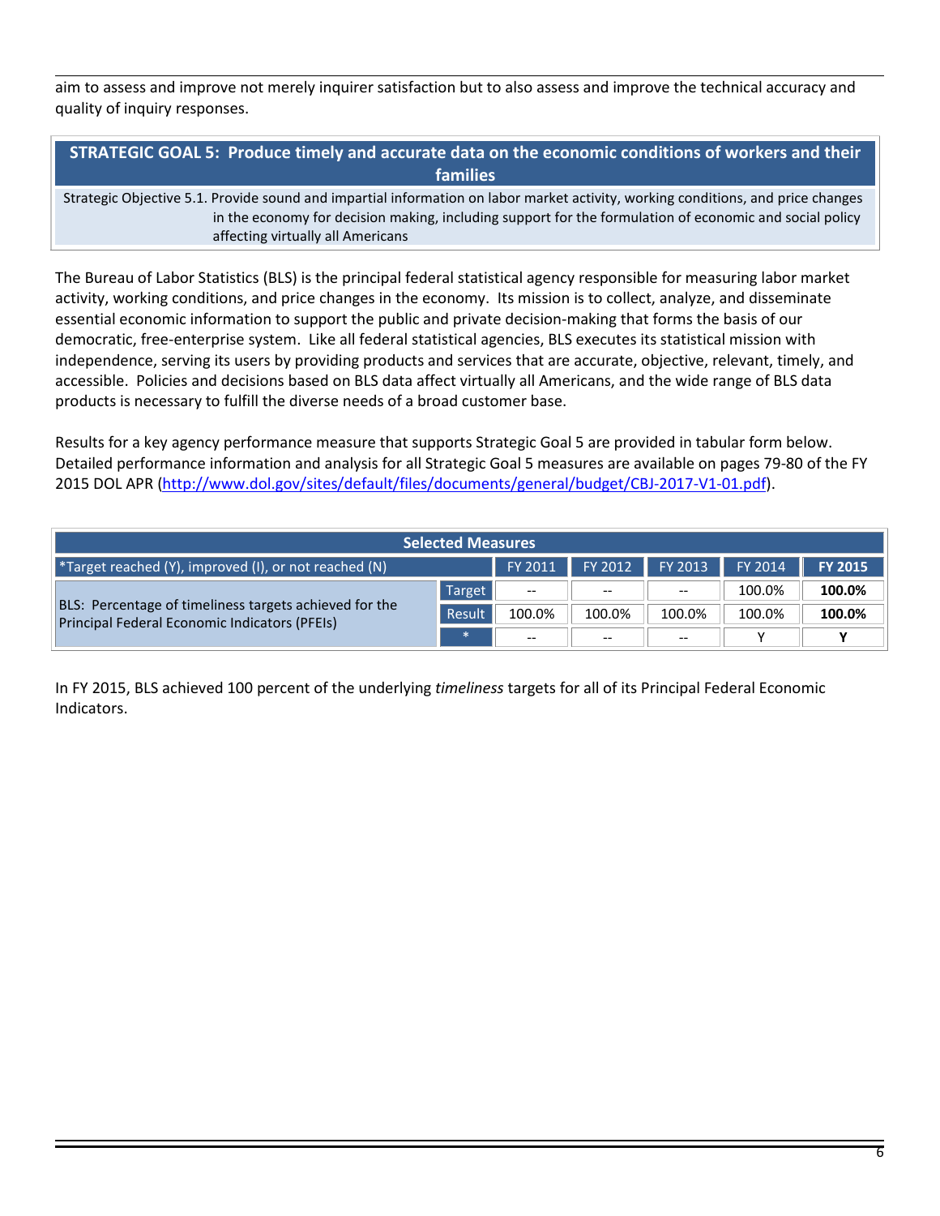aim to assess and improve not merely inquirer satisfaction but to also assess and improve the technical accuracy and quality of inquiry responses.

## STRATEGIC GOAL 5: Produce timely and accurate data on the economic conditions of workers and their families

Strategic Objective 5.1. Provide sound and impartial information on labor market activity, working conditions, and price changes in the economy for decision making, including support for the formulation of economic and social policy affecting virtually all Americans

The Bureau of Labor Statistics (BLS) is the principal federal statistical agency responsible for measuring labor market activity, working conditions, and price changes in the economy. Its mission is to collect, analyze, and disseminate essential economic information to support the public and private decision-making that forms the basis of our democratic, free-enterprise system. Like all federal statistical agencies, BLS executes its statistical mission with independence, serving its users by providing products and services that are accurate, objective, relevant, timely, and accessible. Policies and decisions based on BLS data affect virtually all Americans, and the wide range of BLS data products is necessary to fulfill the diverse needs of a broad customer base.

Results for a key agency performance measure that supports Strategic Goal 5 are provided in tabular form below. Detailed performance information and analysis for all Strategic Goal 5 measures are available on pages 79-80 of the FY 2015 DOL APR (http://www.dol.gov/sites/default/files/documents/general/budget/CBJ-2017-V1-01.pdf).

| Selected Measures | | | | | | |
|---|---|---|---|---|---|---|
| *Target reached (Y), improved (I), or not reached (N) | | FY 2011 | FY 2012 | FY 2013 | FY 2014 | **FY 2015** |
| BLS: Percentage of timeliness targets achieved for the Principal Federal Economic Indicators (PFEIs) | Target | -- | -- | -- | 100.0% | **100.0%** |
| | Result | 100.0% | 100.0% | 100.0% | 100.0% | **100.0%** |
| | * | -- | -- | -- | Y | **Y** |

In FY 2015, BLS achieved 100 percent of the underlying *timeliness* targets for all of its Principal Federal Economic Indicators.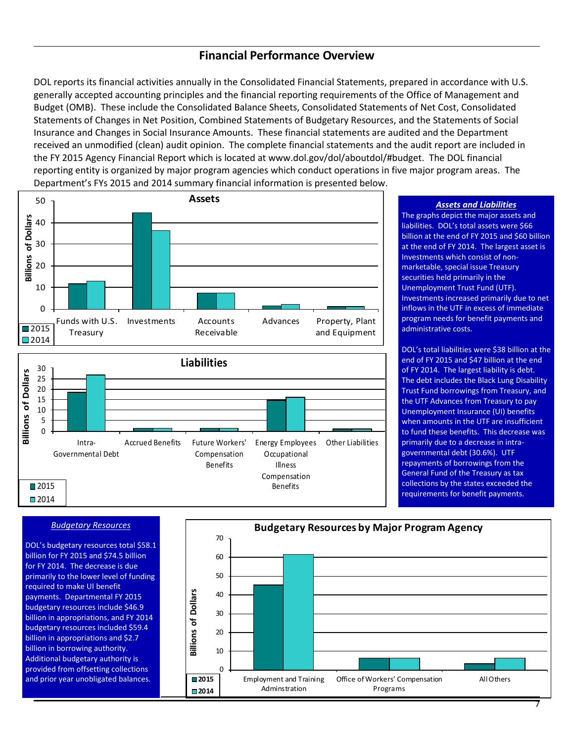## Financial Performance Overview

DOL reports its financial activities annually in the Consolidated Financial Statements, prepared in accordance with U.S. generally accepted accounting principles and the financial reporting requirements of the Office of Management and Budget (OMB). These include the Consolidated Balance Sheets, Consolidated Statements of Net Cost, Consolidated Statements of Changes in Net Position, Combined Statements of Budgetary Resources, and the Statements of Social Insurance and Changes in Social Insurance Amounts. These financial statements are audited and the Department received an unmodified (clean) audit opinion. The complete financial statements and the audit report are included in the FY 2015 Agency Financial Report which is located at www.dol.gov/dol/aboutdol/#budget. The DOL financial reporting entity is organized by major program agencies which conduct operations in five major program areas. The Department's FYs 2015 and 2014 summary financial information is presented below.

**Assets**

Billions of Dollars

Funds with U.S. Treasury | Investments | Accounts Receivable | Advances | Property, Plant and Equipment

2015 | 2014

**Liabilities**

Billions of Dollars

Intra-Governmental Debt | Accrued Benefits | Future Workers' Compensation Benefits | Energy Employees Occupational Illness Compensation Benefits | Other Liabilities

2015 | 2014

### *Assets and Liabilities*

The graphs depict the major assets and liabilities. DOL's total assets were $66 billion at the end of FY 2015 and $60 billion at the end of FY 2014. The largest asset is Investments which consist of non-marketable, special issue Treasury securities held primarily in the Unemployment Trust Fund (UTF). Investments increased primarily due to net inflows in the UTF in excess of immediate program needs for benefit payments and administrative costs.

DOL's total liabilities were $38 billion at the end of FY 2015 and $47 billion at the end of FY 2014. The largest liability is debt. The debt includes the Black Lung Disability Trust Fund borrowings from Treasury, and the UTF Advances from Treasury to pay Unemployment Insurance (UI) benefits when amounts in the UTF are insufficient to fund these benefits. This decrease was primarily due to a decrease in intra-governmental debt (30.6%). UTF repayments of borrowings from the General Fund of the Treasury as tax collections by the states exceeded the requirements for benefit payments.

### *Budgetary Resources*

DOL's budgetary resources total $58.1 billion for FY 2015 and $74.5 billion for FY 2014. The decrease is due primarily to the lower level of funding required to make UI benefit payments. Departmental FY 2015 budgetary resources include $46.9 billion in appropriations, and FY 2014 budgetary resources included $59.4 billion in appropriations and $2.7 billion in borrowing authority. Additional budgetary authority is provided from offsetting collections and prior year unobligated balances.

**Budgetary Resources by Major Program Agency**

Billions of Dollars

Employment and Training Adminstration | Office of Workers' Compensation Programs | All Others

2015 | 2014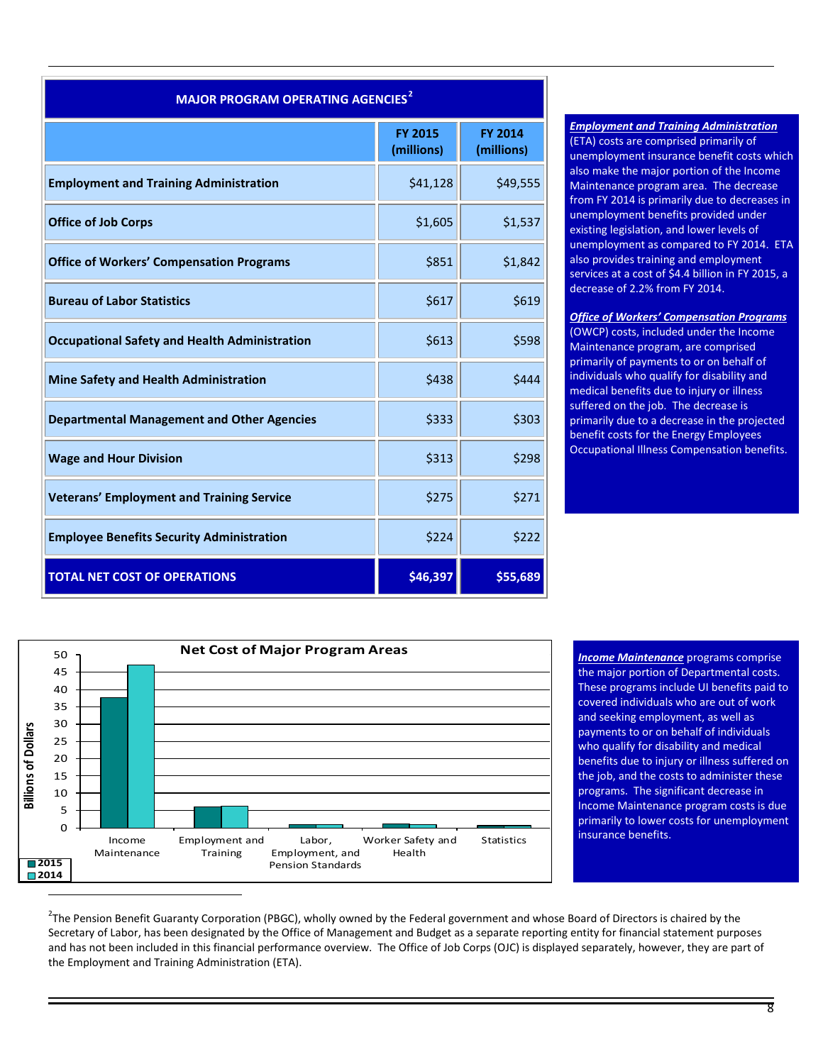| MAJOR PROGRAM OPERATING AGENCIES[2] | FY 2015 (millions) | FY 2014 (millions) |
|---|---|---|
| **Employment and Training Administration** | $41,128 | $49,555 |
| **Office of Job Corps** | $1,605 | $1,537 |
| **Office of Workers' Compensation Programs** | $851 | $1,842 |
| **Bureau of Labor Statistics** | $617 | $619 |
| **Occupational Safety and Health Administration** | $613 | $598 |
| **Mine Safety and Health Administration** | $438 | $444 |
| **Departmental Management and Other Agencies** | $333 | $303 |
| **Wage and Hour Division** | $313 | $298 |
| **Veterans' Employment and Training Service** | $275 | $271 |
| **Employee Benefits Security Administration** | $224 | $222 |
| **TOTAL NET COST OF OPERATIONS** | **$46,397** | **$55,689** |

***Employment and Training Administration*** (ETA) costs are comprised primarily of unemployment insurance benefit costs which also make the major portion of the Income Maintenance program area. The decrease from FY 2014 is primarily due to decreases in unemployment benefits provided under existing legislation, and lower levels of unemployment as compared to FY 2014. ETA also provides training and employment services at a cost of $4.4 billion in FY 2015, a decrease of 2.2% from FY 2014.

***Office of Workers' Compensation Programs*** (OWCP) costs, included under the Income Maintenance program, are comprised primarily of payments to or on behalf of individuals who qualify for disability and medical benefits due to injury or illness suffered on the job. The decrease is primarily due to a decrease in the projected benefit costs for the Energy Employees Occupational Illness Compensation benefits.

**Net Cost of Major Program Areas**

| Program Area (Billions of Dollars) | 2015 | 2014 |
|---|---|---|
| Income Maintenance | ~37.5 | ~47 |
| Employment and Training | ~6 | ~6 |
| Labor, Employment, and Pension Standards | ~1 | ~1 |
| Worker Safety and Health | ~1 | ~1 |
| Statistics | ~0.6 | ~0.6 |

***Income Maintenance*** programs comprise the major portion of Departmental costs. These programs include UI benefits paid to covered individuals who are out of work and seeking employment, as well as payments to or on behalf of individuals who qualify for disability and medical benefits due to injury or illness suffered on the job, and the costs to administer these programs. The significant decrease in Income Maintenance program costs is due primarily to lower costs for unemployment insurance benefits.

[2]The Pension Benefit Guaranty Corporation (PBGC), wholly owned by the Federal government and whose Board of Directors is chaired by the Secretary of Labor, has been designated by the Office of Management and Budget as a separate reporting entity for financial statement purposes and has not been included in this financial performance overview. The Office of Job Corps (OJC) is displayed separately, however, they are part of the Employment and Training Administration (ETA).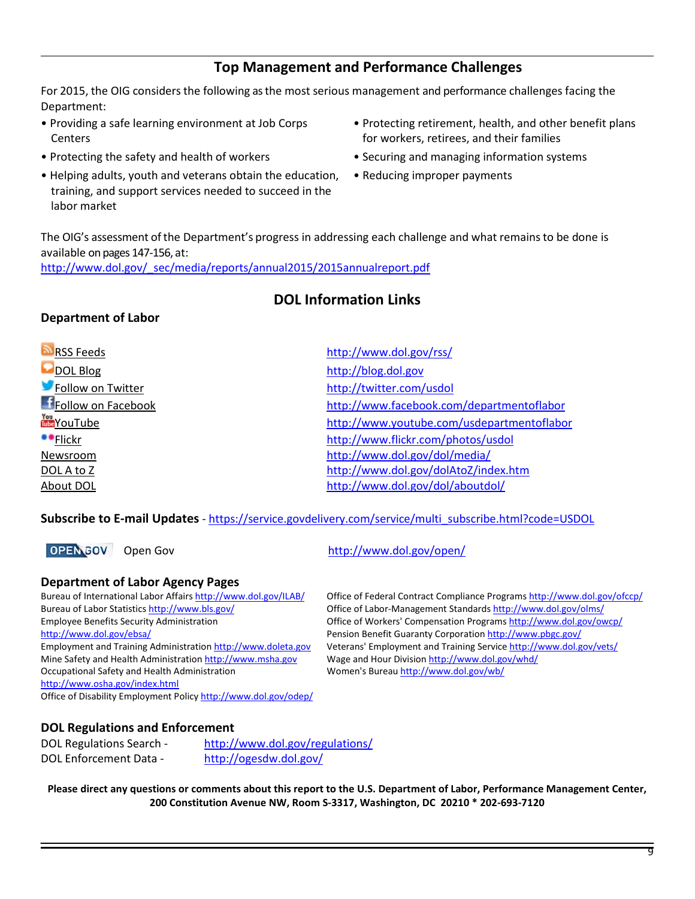## Top Management and Performance Challenges

For 2015, the OIG considers the following as the most serious management and performance challenges facing the Department:

- Providing a safe learning environment at Job Corps Centers
- Protecting the safety and health of workers
- Helping adults, youth and veterans obtain the education, training, and support services needed to succeed in the labor market
- Protecting retirement, health, and other benefit plans for workers, retirees, and their families
- Securing and managing information systems
- Reducing improper payments

The OIG's assessment of the Department's progress in addressing each challenge and what remains to be done is available on pages 147-156, at:
http://www.dol.gov/_sec/media/reports/annual2015/2015annualreport.pdf

## DOL Information Links

### Department of Labor

| | |
|---|---|
| RSS Feeds | http://www.dol.gov/rss/ |
| DOL Blog | http://blog.dol.gov |
| Follow on Twitter | http://twitter.com/usdol |
| Follow on Facebook | http://www.facebook.com/departmentoflabor |
| YouTube | http://www.youtube.com/usdepartmentoflabor |
| Flickr | http://www.flickr.com/photos/usdol |
| Newsroom | http://www.dol.gov/dol/media/ |
| DOL A to Z | http://www.dol.gov/dolAtoZ/index.htm |
| About DOL | http://www.dol.gov/dol/aboutdol/ |

**Subscribe to E-mail Updates** - https://service.govdelivery.com/service/multi_subscribe.html?code=USDOL

Open Gov http://www.dol.gov/open/

### Department of Labor Agency Pages

Bureau of International Labor Affairs http://www.dol.gov/ILAB/
Bureau of Labor Statistics http://www.bls.gov/
Employee Benefits Security Administration http://www.dol.gov/ebsa/
Employment and Training Administration http://www.doleta.gov
Mine Safety and Health Administration http://www.msha.gov
Occupational Safety and Health Administration http://www.osha.gov/index.html
Office of Disability Employment Policy http://www.dol.gov/odep/
Office of Federal Contract Compliance Programs http://www.dol.gov/ofccp/
Office of Labor-Management Standards http://www.dol.gov/olms/
Office of Workers' Compensation Programs http://www.dol.gov/owcp/
Pension Benefit Guaranty Corporation http://www.pbgc.gov/
Veterans' Employment and Training Service http://www.dol.gov/vets/
Wage and Hour Division http://www.dol.gov/whd/
Women's Bureau http://www.dol.gov/wb/

### DOL Regulations and Enforcement

DOL Regulations Search - http://www.dol.gov/regulations/
DOL Enforcement Data - http://ogesdw.dol.gov/

**Please direct any questions or comments about this report to the U.S. Department of Labor, Performance Management Center, 200 Constitution Avenue NW, Room S-3317, Washington, DC 20210 * 202-693-7120**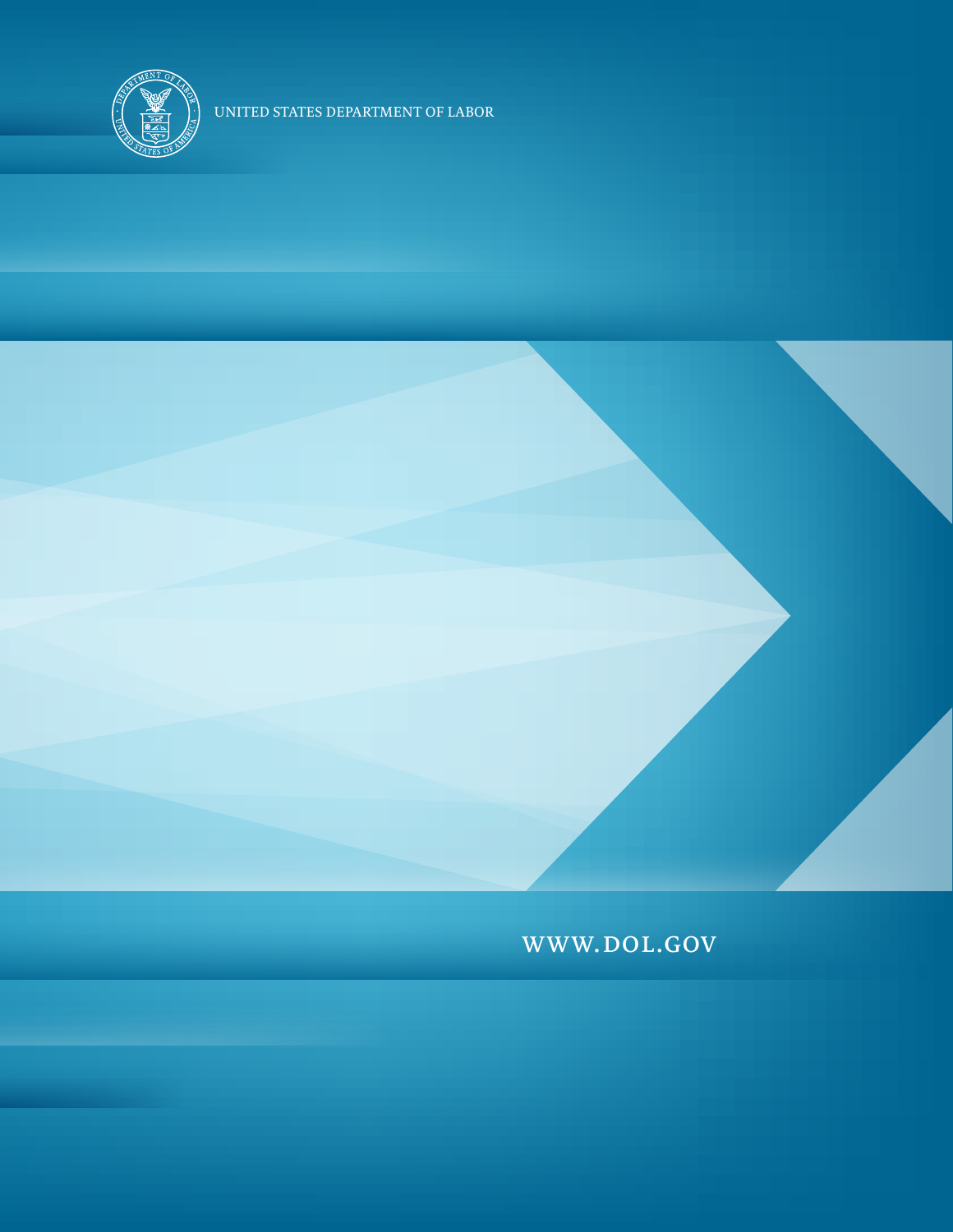UNITED STATES DEPARTMENT OF LABOR

WWW.DOL.GOV